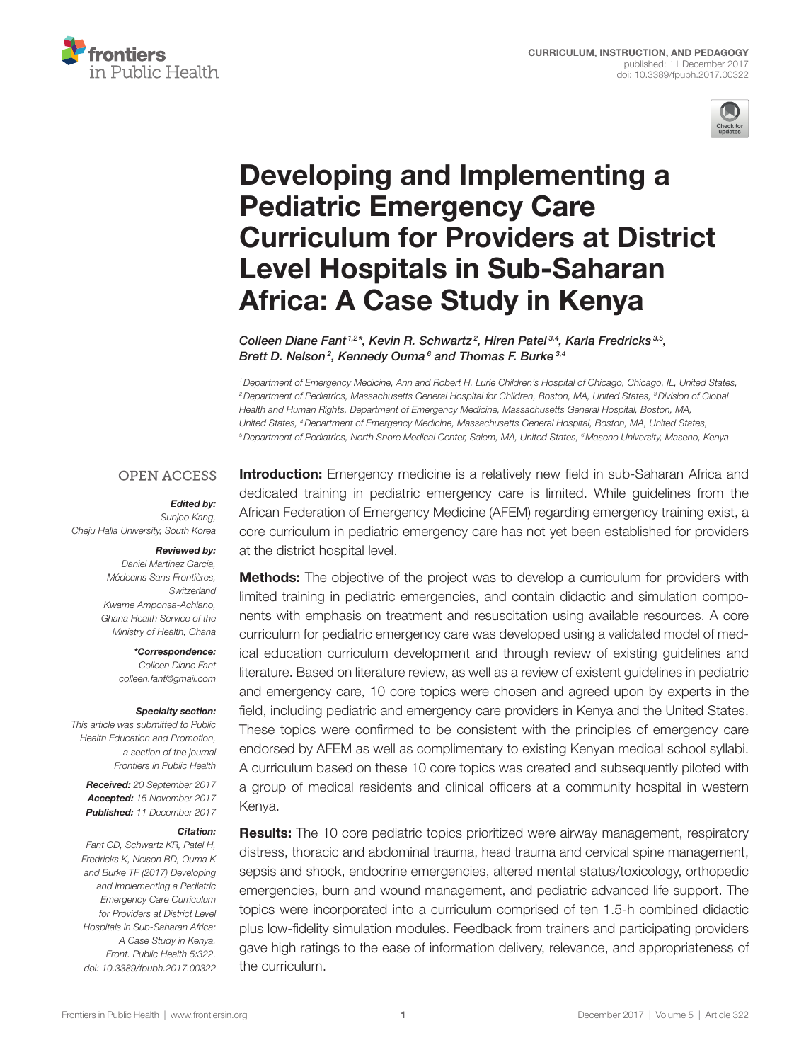CURRICULUM, INSTRUCTION, AND PEDAGOGY
published: 11 December 2017
doi: 10.3389/fpubh.2017.00322

# Developing and Implementing a Pediatric Emergency Care Curriculum for Providers at District Level Hospitals in Sub-Saharan Africa: A Case Study in Kenya

*Colleen Diane Fant[1,2]\*, Kevin R. Schwartz[2], Hiren Patel[3,4], Karla Fredricks[3,5], Brett D. Nelson[2], Kennedy Ouma[6] and Thomas F. Burke[3,4]*

[1] Department of Emergency Medicine, Ann and Robert H. Lurie Children's Hospital of Chicago, Chicago, IL, United States, [2] Department of Pediatrics, Massachusetts General Hospital for Children, Boston, MA, United States, [3] Division of Global Health and Human Rights, Department of Emergency Medicine, Massachusetts General Hospital, Boston, MA, United States, [4] Department of Emergency Medicine, Massachusetts General Hospital, Boston, MA, United States, [5] Department of Pediatrics, North Shore Medical Center, Salem, MA, United States, [6] Maseno University, Maseno, Kenya

OPEN ACCESS

***Edited by:***
*Sunjoo Kang, Cheju Halla University, South Korea*

***Reviewed by:***
*Daniel Martinez Garcia, Médecins Sans Frontières, Switzerland*
*Kwame Amponsa-Achiano, Ghana Health Service of the Ministry of Health, Ghana*

***\*Correspondence:***
*Colleen Diane Fant*
*colleen.fant@gmail.com*

***Specialty section:***
*This article was submitted to Public Health Education and Promotion, a section of the journal Frontiers in Public Health*

***Received:*** *20 September 2017*
***Accepted:*** *15 November 2017*
***Published:*** *11 December 2017*

***Citation:***
*Fant CD, Schwartz KR, Patel H, Fredricks K, Nelson BD, Ouma K and Burke TF (2017) Developing and Implementing a Pediatric Emergency Care Curriculum for Providers at District Level Hospitals in Sub-Saharan Africa: A Case Study in Kenya. Front. Public Health 5:322. doi: 10.3389/fpubh.2017.00322*

**Introduction:** Emergency medicine is a relatively new field in sub-Saharan Africa and dedicated training in pediatric emergency care is limited. While guidelines from the African Federation of Emergency Medicine (AFEM) regarding emergency training exist, a core curriculum in pediatric emergency care has not yet been established for providers at the district hospital level.

**Methods:** The objective of the project was to develop a curriculum for providers with limited training in pediatric emergencies, and contain didactic and simulation components with emphasis on treatment and resuscitation using available resources. A core curriculum for pediatric emergency care was developed using a validated model of medical education curriculum development and through review of existing guidelines and literature. Based on literature review, as well as a review of existent guidelines in pediatric and emergency care, 10 core topics were chosen and agreed upon by experts in the field, including pediatric and emergency care providers in Kenya and the United States. These topics were confirmed to be consistent with the principles of emergency care endorsed by AFEM as well as complimentary to existing Kenyan medical school syllabi. A curriculum based on these 10 core topics was created and subsequently piloted with a group of medical residents and clinical officers at a community hospital in western Kenya.

**Results:** The 10 core pediatric topics prioritized were airway management, respiratory distress, thoracic and abdominal trauma, head trauma and cervical spine management, sepsis and shock, endocrine emergencies, altered mental status/toxicology, orthopedic emergencies, burn and wound management, and pediatric advanced life support. The topics were incorporated into a curriculum comprised of ten 1.5-h combined didactic plus low-fidelity simulation modules. Feedback from trainers and participating providers gave high ratings to the ease of information delivery, relevance, and appropriateness of the curriculum.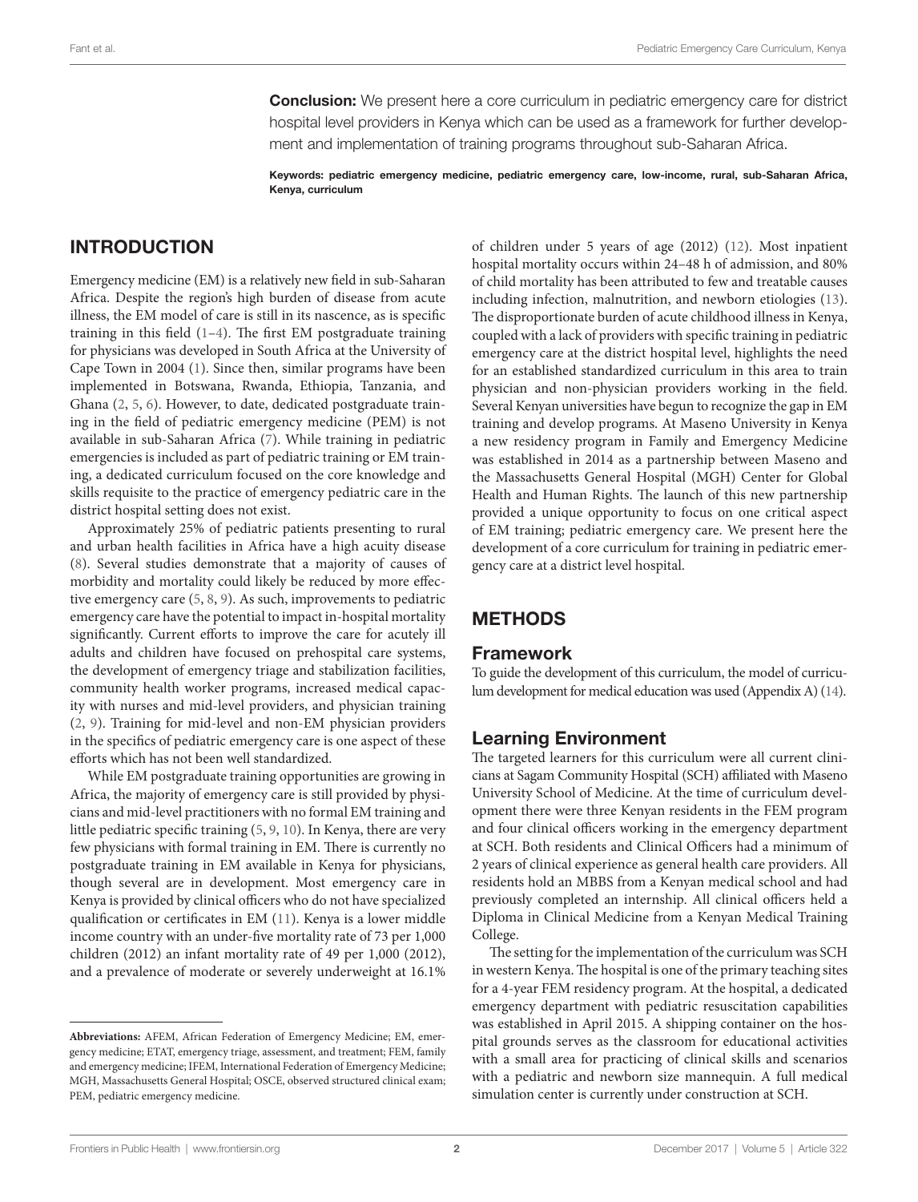**Conclusion:** We present here a core curriculum in pediatric emergency care for district hospital level providers in Kenya which can be used as a framework for further development and implementation of training programs throughout sub-Saharan Africa.

**Keywords: pediatric emergency medicine, pediatric emergency care, low-income, rural, sub-Saharan Africa, Kenya, curriculum**

## INTRODUCTION

Emergency medicine (EM) is a relatively new field in sub-Saharan Africa. Despite the region's high burden of disease from acute illness, the EM model of care is still in its nascence, as is specific training in this field (1–4). The first EM postgraduate training for physicians was developed in South Africa at the University of Cape Town in 2004 (1). Since then, similar programs have been implemented in Botswana, Rwanda, Ethiopia, Tanzania, and Ghana (2, 5, 6). However, to date, dedicated postgraduate training in the field of pediatric emergency medicine (PEM) is not available in sub-Saharan Africa (7). While training in pediatric emergencies is included as part of pediatric training or EM training, a dedicated curriculum focused on the core knowledge and skills requisite to the practice of emergency pediatric care in the district hospital setting does not exist.

Approximately 25% of pediatric patients presenting to rural and urban health facilities in Africa have a high acuity disease (8). Several studies demonstrate that a majority of causes of morbidity and mortality could likely be reduced by more effective emergency care (5, 8, 9). As such, improvements to pediatric emergency care have the potential to impact in-hospital mortality significantly. Current efforts to improve the care for acutely ill adults and children have focused on prehospital care systems, the development of emergency triage and stabilization facilities, community health worker programs, increased medical capacity with nurses and mid-level providers, and physician training (2, 9). Training for mid-level and non-EM physician providers in the specifics of pediatric emergency care is one aspect of these efforts which has not been well standardized.

While EM postgraduate training opportunities are growing in Africa, the majority of emergency care is still provided by physicians and mid-level practitioners with no formal EM training and little pediatric specific training (5, 9, 10). In Kenya, there are very few physicians with formal training in EM. There is currently no postgraduate training in EM available in Kenya for physicians, though several are in development. Most emergency care in Kenya is provided by clinical officers who do not have specialized qualification or certificates in EM (11). Kenya is a lower middle income country with an under-five mortality rate of 73 per 1,000 children (2012) an infant mortality rate of 49 per 1,000 (2012), and a prevalence of moderate or severely underweight at 16.1% of children under 5 years of age (2012) (12). Most inpatient hospital mortality occurs within 24–48 h of admission, and 80% of child mortality has been attributed to few and treatable causes including infection, malnutrition, and newborn etiologies (13). The disproportionate burden of acute childhood illness in Kenya, coupled with a lack of providers with specific training in pediatric emergency care at the district hospital level, highlights the need for an established standardized curriculum in this area to train physician and non-physician providers working in the field. Several Kenyan universities have begun to recognize the gap in EM training and develop programs. At Maseno University in Kenya a new residency program in Family and Emergency Medicine was established in 2014 as a partnership between Maseno and the Massachusetts General Hospital (MGH) Center for Global Health and Human Rights. The launch of this new partnership provided a unique opportunity to focus on one critical aspect of EM training; pediatric emergency care. We present here the development of a core curriculum for training in pediatric emergency care at a district level hospital.

## METHODS

### Framework

To guide the development of this curriculum, the model of curriculum development for medical education was used (Appendix A) (14).

### Learning Environment

The targeted learners for this curriculum were all current clinicians at Sagam Community Hospital (SCH) affiliated with Maseno University School of Medicine. At the time of curriculum development there were three Kenyan residents in the FEM program and four clinical officers working in the emergency department at SCH. Both residents and Clinical Officers had a minimum of 2 years of clinical experience as general health care providers. All residents hold an MBBS from a Kenyan medical school and had previously completed an internship. All clinical officers held a Diploma in Clinical Medicine from a Kenyan Medical Training College.

The setting for the implementation of the curriculum was SCH in western Kenya. The hospital is one of the primary teaching sites for a 4-year FEM residency program. At the hospital, a dedicated emergency department with pediatric resuscitation capabilities was established in April 2015. A shipping container on the hospital grounds serves as the classroom for educational activities with a small area for practicing of clinical skills and scenarios with a pediatric and newborn size mannequin. A full medical simulation center is currently under construction at SCH.

---

**Abbreviations:** AFEM, African Federation of Emergency Medicine; EM, emergency medicine; ETAT, emergency triage, assessment, and treatment; FEM, family and emergency medicine; IFEM, International Federation of Emergency Medicine; MGH, Massachusetts General Hospital; OSCE, observed structured clinical exam; PEM, pediatric emergency medicine.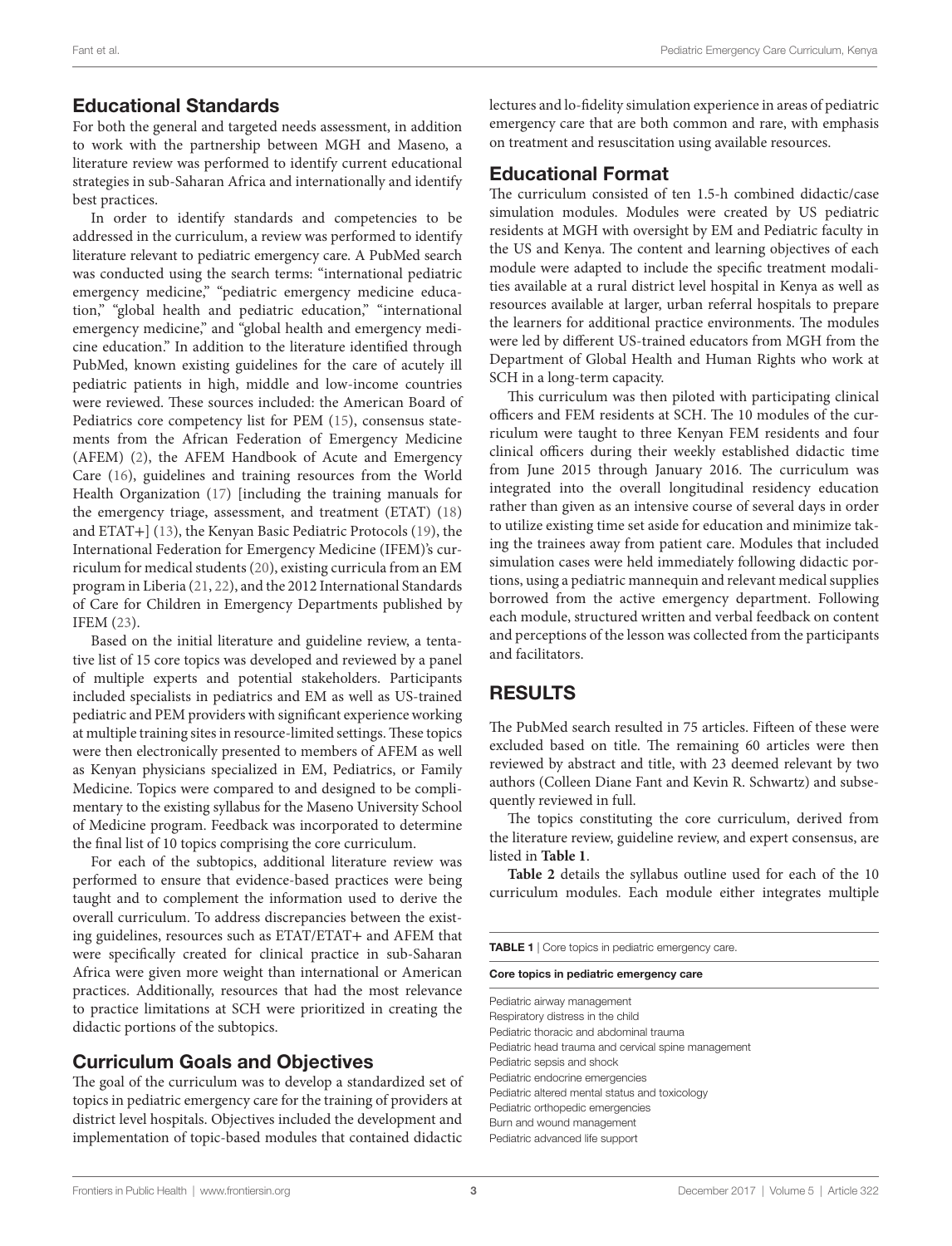## Educational Standards

For both the general and targeted needs assessment, in addition to work with the partnership between MGH and Maseno, a literature review was performed to identify current educational strategies in sub-Saharan Africa and internationally and identify best practices.

In order to identify standards and competencies to be addressed in the curriculum, a review was performed to identify literature relevant to pediatric emergency care. A PubMed search was conducted using the search terms: "international pediatric emergency medicine," "pediatric emergency medicine education," "global health and pediatric education," "international emergency medicine," and "global health and emergency medicine education." In addition to the literature identified through PubMed, known existing guidelines for the care of acutely ill pediatric patients in high, middle and low-income countries were reviewed. These sources included: the American Board of Pediatrics core competency list for PEM (15), consensus statements from the African Federation of Emergency Medicine (AFEM) (2), the AFEM Handbook of Acute and Emergency Care (16), guidelines and training resources from the World Health Organization (17) [including the training manuals for the emergency triage, assessment, and treatment (ETAT) (18) and ETAT+] (13), the Kenyan Basic Pediatric Protocols (19), the International Federation for Emergency Medicine (IFEM)'s curriculum for medical students (20), existing curricula from an EM program in Liberia (21, 22), and the 2012 International Standards of Care for Children in Emergency Departments published by IFEM (23).

Based on the initial literature and guideline review, a tentative list of 15 core topics was developed and reviewed by a panel of multiple experts and potential stakeholders. Participants included specialists in pediatrics and EM as well as US-trained pediatric and PEM providers with significant experience working at multiple training sites in resource-limited settings. These topics were then electronically presented to members of AFEM as well as Kenyan physicians specialized in EM, Pediatrics, or Family Medicine. Topics were compared to and designed to be complimentary to the existing syllabus for the Maseno University School of Medicine program. Feedback was incorporated to determine the final list of 10 topics comprising the core curriculum.

For each of the subtopics, additional literature review was performed to ensure that evidence-based practices were being taught and to complement the information used to derive the overall curriculum. To address discrepancies between the existing guidelines, resources such as ETAT/ETAT+ and AFEM that were specifically created for clinical practice in sub-Saharan Africa were given more weight than international or American practices. Additionally, resources that had the most relevance to practice limitations at SCH were prioritized in creating the didactic portions of the subtopics.

## Curriculum Goals and Objectives

The goal of the curriculum was to develop a standardized set of topics in pediatric emergency care for the training of providers at district level hospitals. Objectives included the development and implementation of topic-based modules that contained didactic lectures and lo-fidelity simulation experience in areas of pediatric emergency care that are both common and rare, with emphasis on treatment and resuscitation using available resources.

## Educational Format

The curriculum consisted of ten 1.5-h combined didactic/case simulation modules. Modules were created by US pediatric residents at MGH with oversight by EM and Pediatric faculty in the US and Kenya. The content and learning objectives of each module were adapted to include the specific treatment modalities available at a rural district level hospital in Kenya as well as resources available at larger, urban referral hospitals to prepare the learners for additional practice environments. The modules were led by different US-trained educators from MGH from the Department of Global Health and Human Rights who work at SCH in a long-term capacity.

This curriculum was then piloted with participating clinical officers and FEM residents at SCH. The 10 modules of the curriculum were taught to three Kenyan FEM residents and four clinical officers during their weekly established didactic time from June 2015 through January 2016. The curriculum was integrated into the overall longitudinal residency education rather than given as an intensive course of several days in order to utilize existing time set aside for education and minimize taking the trainees away from patient care. Modules that included simulation cases were held immediately following didactic portions, using a pediatric mannequin and relevant medical supplies borrowed from the active emergency department. Following each module, structured written and verbal feedback on content and perceptions of the lesson was collected from the participants and facilitators.

# RESULTS

The PubMed search resulted in 75 articles. Fifteen of these were excluded based on title. The remaining 60 articles were then reviewed by abstract and title, with 23 deemed relevant by two authors (Colleen Diane Fant and Kevin R. Schwartz) and subsequently reviewed in full.

The topics constituting the core curriculum, derived from the literature review, guideline review, and expert consensus, are listed in **Table 1**.

**Table 2** details the syllabus outline used for each of the 10 curriculum modules. Each module either integrates multiple

**TABLE 1** | Core topics in pediatric emergency care.

| Core topics in pediatric emergency care |
|---|
| Pediatric airway management |
| Respiratory distress in the child |
| Pediatric thoracic and abdominal trauma |
| Pediatric head trauma and cervical spine management |
| Pediatric sepsis and shock |
| Pediatric endocrine emergencies |
| Pediatric altered mental status and toxicology |
| Pediatric orthopedic emergencies |
| Burn and wound management |
| Pediatric advanced life support |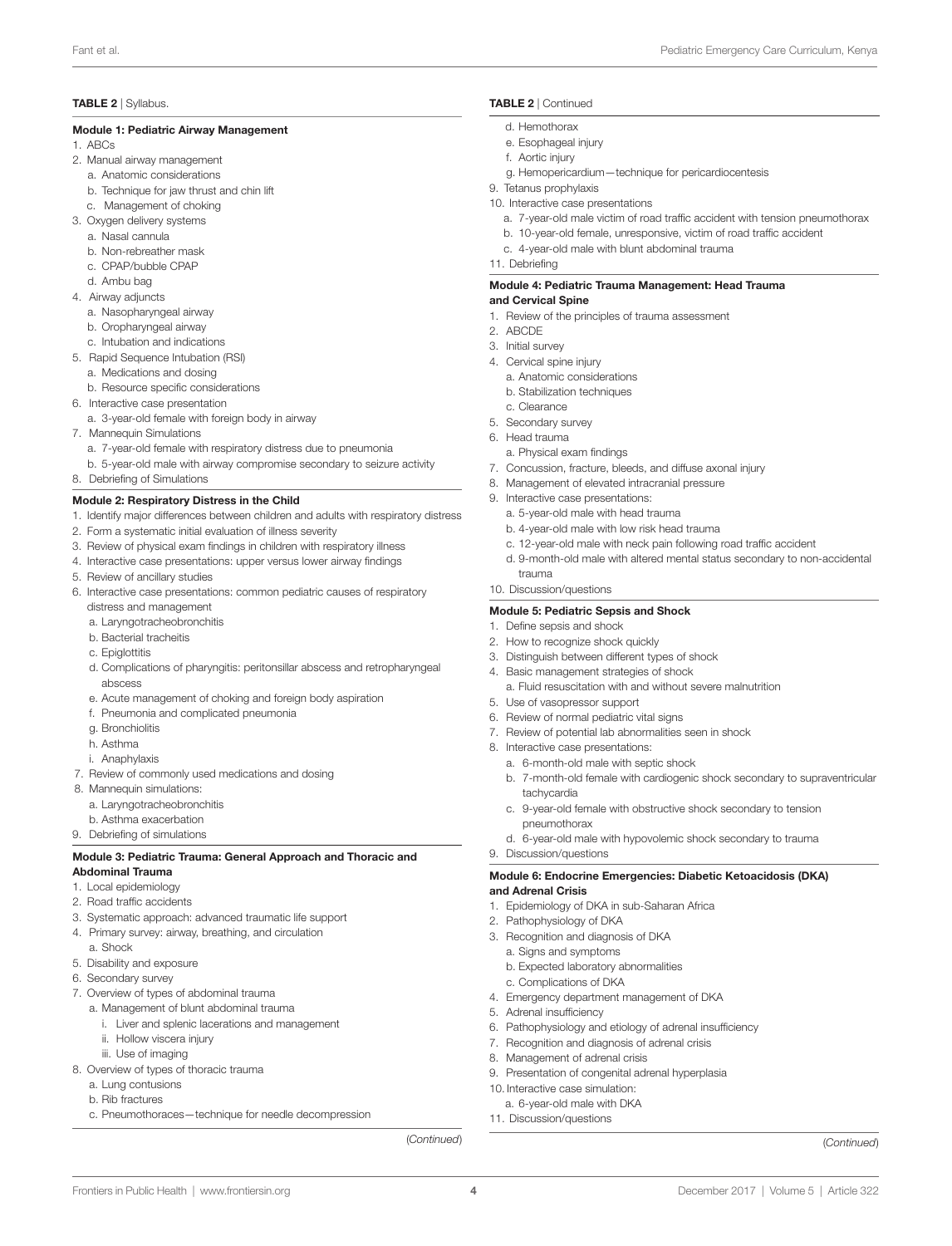**TABLE 2** | Syllabus.

**Module 1: Pediatric Airway Management**

1. ABCs
2. Manual airway management
   a. Anatomic considerations
   b. Technique for jaw thrust and chin lift
   c. Management of choking
3. Oxygen delivery systems
   a. Nasal cannula
   b. Non-rebreather mask
   c. CPAP/bubble CPAP
   d. Ambu bag
4. Airway adjuncts
   a. Nasopharyngeal airway
   b. Oropharyngeal airway
   c. Intubation and indications
5. Rapid Sequence Intubation (RSI)
   a. Medications and dosing
   b. Resource specific considerations
6. Interactive case presentation
   a. 3-year-old female with foreign body in airway
7. Mannequin Simulations
   a. 7-year-old female with respiratory distress due to pneumonia
   b. 5-year-old male with airway compromise secondary to seizure activity
8. Debriefing of Simulations

**Module 2: Respiratory Distress in the Child**

1. Identify major differences between children and adults with respiratory distress
2. Form a systematic initial evaluation of illness severity
3. Review of physical exam findings in children with respiratory illness
4. Interactive case presentations: upper versus lower airway findings
5. Review of ancillary studies
6. Interactive case presentations: common pediatric causes of respiratory distress and management
   a. Laryngotracheobronchitis
   b. Bacterial tracheitis
   c. Epiglottitis
   d. Complications of pharyngitis: peritonsillar abscess and retropharyngeal abscess
   e. Acute management of choking and foreign body aspiration
   f. Pneumonia and complicated pneumonia
   g. Bronchiolitis
   h. Asthma
   i. Anaphylaxis
7. Review of commonly used medications and dosing
8. Mannequin simulations:
   a. Laryngotracheobronchitis
   b. Asthma exacerbation
9. Debriefing of simulations

**Module 3: Pediatric Trauma: General Approach and Thoracic and Abdominal Trauma**

1. Local epidemiology
2. Road traffic accidents
3. Systematic approach: advanced traumatic life support
4. Primary survey: airway, breathing, and circulation
   a. Shock
5. Disability and exposure
6. Secondary survey
7. Overview of types of abdominal trauma
   a. Management of blunt abdominal trauma
      i. Liver and splenic lacerations and management
      ii. Hollow viscera injury
      iii. Use of imaging
8. Overview of types of thoracic trauma
   a. Lung contusions
   b. Rib fractures
   c. Pneumothoraces—technique for needle decompression
   d. Hemothorax
   e. Esophageal injury
   f. Aortic injury
   g. Hemopericardium—technique for pericardiocentesis
9. Tetanus prophylaxis
10. Interactive case presentations
    a. 7-year-old male victim of road traffic accident with tension pneumothorax
    b. 10-year-old female, unresponsive, victim of road traffic accident
    c. 4-year-old male with blunt abdominal trauma
11. Debriefing

**Module 4: Pediatric Trauma Management: Head Trauma and Cervical Spine**

1. Review of the principles of trauma assessment
2. ABCDE
3. Initial survey
4. Cervical spine injury
   a. Anatomic considerations
   b. Stabilization techniques
   c. Clearance
5. Secondary survey
6. Head trauma
   a. Physical exam findings
7. Concussion, fracture, bleeds, and diffuse axonal injury
8. Management of elevated intracranial pressure
9. Interactive case presentations:
   a. 5-year-old male with head trauma
   b. 4-year-old male with low risk head trauma
   c. 12-year-old male with neck pain following road traffic accident
   d. 9-month-old male with altered mental status secondary to non-accidental trauma
10. Discussion/questions

**Module 5: Pediatric Sepsis and Shock**

1. Define sepsis and shock
2. How to recognize shock quickly
3. Distinguish between different types of shock
4. Basic management strategies of shock
   a. Fluid resuscitation with and without severe malnutrition
5. Use of vasopressor support
6. Review of normal pediatric vital signs
7. Review of potential lab abnormalities seen in shock
8. Interactive case presentations:
   a. 6-month-old male with septic shock
   b. 7-month-old female with cardiogenic shock secondary to supraventricular tachycardia
   c. 9-year-old female with obstructive shock secondary to tension pneumothorax
   d. 6-year-old male with hypovolemic shock secondary to trauma
9. Discussion/questions

**Module 6: Endocrine Emergencies: Diabetic Ketoacidosis (DKA) and Adrenal Crisis**

1. Epidemiology of DKA in sub-Saharan Africa
2. Pathophysiology of DKA
3. Recognition and diagnosis of DKA
   a. Signs and symptoms
   b. Expected laboratory abnormalities
   c. Complications of DKA
4. Emergency department management of DKA
5. Adrenal insufficiency
6. Pathophysiology and etiology of adrenal insufficiency
7. Recognition and diagnosis of adrenal crisis
8. Management of adrenal crisis
9. Presentation of congenital adrenal hyperplasia
10. Interactive case simulation:
    a. 6-year-old male with DKA
11. Discussion/questions

(*Continued*)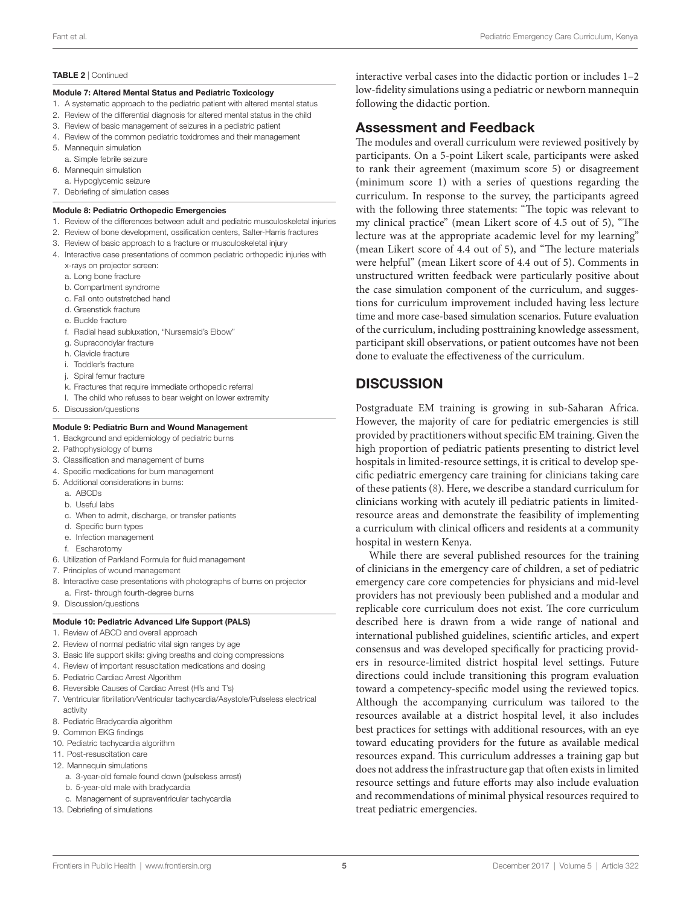**TABLE 2** | Continued

**Module 7: Altered Mental Status and Pediatric Toxicology**

1. A systematic approach to the pediatric patient with altered mental status
2. Review of the differential diagnosis for altered mental status in the child
3. Review of basic management of seizures in a pediatric patient
4. Review of the common pediatric toxidromes and their management
5. Mannequin simulation
   a. Simple febrile seizure
6. Mannequin simulation
   a. Hypoglycemic seizure
7. Debriefing of simulation cases

**Module 8: Pediatric Orthopedic Emergencies**

1. Review of the differences between adult and pediatric musculoskeletal injuries
2. Review of bone development, ossification centers, Salter-Harris fractures
3. Review of basic approach to a fracture or musculoskeletal injury
4. Interactive case presentations of common pediatric orthopedic injuries with x-rays on projector screen:
   a. Long bone fracture
   b. Compartment syndrome
   c. Fall onto outstretched hand
   d. Greenstick fracture
   e. Buckle fracture
   f. Radial head subluxation, "Nursemaid's Elbow"
   g. Supracondylar fracture
   h. Clavicle fracture
   i. Toddler's fracture
   j. Spiral femur fracture
   k. Fractures that require immediate orthopedic referral
   l. The child who refuses to bear weight on lower extremity
5. Discussion/questions

**Module 9: Pediatric Burn and Wound Management**

1. Background and epidemiology of pediatric burns
2. Pathophysiology of burns
3. Classification and management of burns
4. Specific medications for burn management
5. Additional considerations in burns:
   a. ABCDs
   b. Useful labs
   c. When to admit, discharge, or transfer patients
   d. Specific burn types
   e. Infection management
   f. Escharotomy
6. Utilization of Parkland Formula for fluid management
7. Principles of wound management
8. Interactive case presentations with photographs of burns on projector
   a. First- through fourth-degree burns
9. Discussion/questions

**Module 10: Pediatric Advanced Life Support (PALS)**

1. Review of ABCD and overall approach
2. Review of normal pediatric vital sign ranges by age
3. Basic life support skills: giving breaths and doing compressions
4. Review of important resuscitation medications and dosing
5. Pediatric Cardiac Arrest Algorithm
6. Reversible Causes of Cardiac Arrest (H's and T's)
7. Ventricular fibrillation/Ventricular tachycardia/Asystole/Pulseless electrical activity
8. Pediatric Bradycardia algorithm
9. Common EKG findings
10. Pediatric tachycardia algorithm
11. Post-resuscitation care
12. Mannequin simulations
    a. 3-year-old female found down (pulseless arrest)
    b. 5-year-old male with bradycardia
    c. Management of supraventricular tachycardia
13. Debriefing of simulations

interactive verbal cases into the didactic portion or includes 1–2 low-fidelity simulations using a pediatric or newborn mannequin following the didactic portion.

## Assessment and Feedback

The modules and overall curriculum were reviewed positively by participants. On a 5-point Likert scale, participants were asked to rank their agreement (maximum score 5) or disagreement (minimum score 1) with a series of questions regarding the curriculum. In response to the survey, the participants agreed with the following three statements: "The topic was relevant to my clinical practice" (mean Likert score of 4.5 out of 5), "The lecture was at the appropriate academic level for my learning" (mean Likert score of 4.4 out of 5), and "The lecture materials were helpful" (mean Likert score of 4.4 out of 5). Comments in unstructured written feedback were particularly positive about the case simulation component of the curriculum, and suggestions for curriculum improvement included having less lecture time and more case-based simulation scenarios. Future evaluation of the curriculum, including posttraining knowledge assessment, participant skill observations, or patient outcomes have not been done to evaluate the effectiveness of the curriculum.

# DISCUSSION

Postgraduate EM training is growing in sub-Saharan Africa. However, the majority of care for pediatric emergencies is still provided by practitioners without specific EM training. Given the high proportion of pediatric patients presenting to district level hospitals in limited-resource settings, it is critical to develop specific pediatric emergency care training for clinicians taking care of these patients (8). Here, we describe a standard curriculum for clinicians working with acutely ill pediatric patients in limited-resource areas and demonstrate the feasibility of implementing a curriculum with clinical officers and residents at a community hospital in western Kenya.

While there are several published resources for the training of clinicians in the emergency care of children, a set of pediatric emergency care core competencies for physicians and mid-level providers has not previously been published and a modular and replicable core curriculum does not exist. The core curriculum described here is drawn from a wide range of national and international published guidelines, scientific articles, and expert consensus and was developed specifically for practicing providers in resource-limited district hospital level settings. Future directions could include transitioning this program evaluation toward a competency-specific model using the reviewed topics. Although the accompanying curriculum was tailored to the resources available at a district hospital level, it also includes best practices for settings with additional resources, with an eye toward educating providers for the future as available medical resources expand. This curriculum addresses a training gap but does not address the infrastructure gap that often exists in limited resource settings and future efforts may also include evaluation and recommendations of minimal physical resources required to treat pediatric emergencies.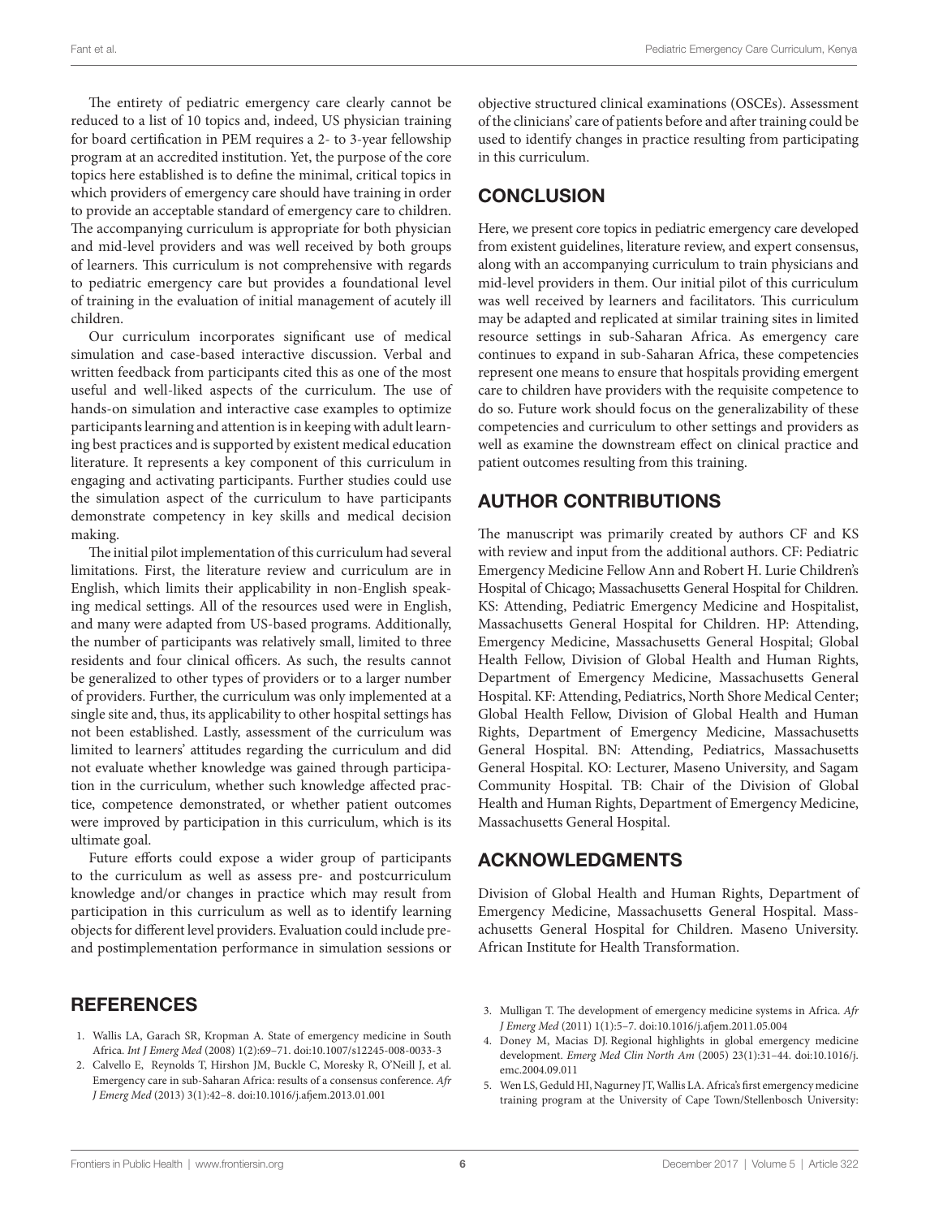The entirety of pediatric emergency care clearly cannot be reduced to a list of 10 topics and, indeed, US physician training for board certification in PEM requires a 2- to 3-year fellowship program at an accredited institution. Yet, the purpose of the core topics here established is to define the minimal, critical topics in which providers of emergency care should have training in order to provide an acceptable standard of emergency care to children. The accompanying curriculum is appropriate for both physician and mid-level providers and was well received by both groups of learners. This curriculum is not comprehensive with regards to pediatric emergency care but provides a foundational level of training in the evaluation of initial management of acutely ill children.

Our curriculum incorporates significant use of medical simulation and case-based interactive discussion. Verbal and written feedback from participants cited this as one of the most useful and well-liked aspects of the curriculum. The use of hands-on simulation and interactive case examples to optimize participants learning and attention is in keeping with adult learning best practices and is supported by existent medical education literature. It represents a key component of this curriculum in engaging and activating participants. Further studies could use the simulation aspect of the curriculum to have participants demonstrate competency in key skills and medical decision making.

The initial pilot implementation of this curriculum had several limitations. First, the literature review and curriculum are in English, which limits their applicability in non-English speaking medical settings. All of the resources used were in English, and many were adapted from US-based programs. Additionally, the number of participants was relatively small, limited to three residents and four clinical officers. As such, the results cannot be generalized to other types of providers or to a larger number of providers. Further, the curriculum was only implemented at a single site and, thus, its applicability to other hospital settings has not been established. Lastly, assessment of the curriculum was limited to learners' attitudes regarding the curriculum and did not evaluate whether knowledge was gained through participation in the curriculum, whether such knowledge affected practice, competence demonstrated, or whether patient outcomes were improved by participation in this curriculum, which is its ultimate goal.

Future efforts could expose a wider group of participants to the curriculum as well as assess pre- and postcurriculum knowledge and/or changes in practice which may result from participation in this curriculum as well as to identify learning objects for different level providers. Evaluation could include pre- and postimplementation performance in simulation sessions or objective structured clinical examinations (OSCEs). Assessment of the clinicians' care of patients before and after training could be used to identify changes in practice resulting from participating in this curriculum.

## CONCLUSION

Here, we present core topics in pediatric emergency care developed from existent guidelines, literature review, and expert consensus, along with an accompanying curriculum to train physicians and mid-level providers in them. Our initial pilot of this curriculum was well received by learners and facilitators. This curriculum may be adapted and replicated at similar training sites in limited resource settings in sub-Saharan Africa. As emergency care continues to expand in sub-Saharan Africa, these competencies represent one means to ensure that hospitals providing emergent care to children have providers with the requisite competence to do so. Future work should focus on the generalizability of these competencies and curriculum to other settings and providers as well as examine the downstream effect on clinical practice and patient outcomes resulting from this training.

## AUTHOR CONTRIBUTIONS

The manuscript was primarily created by authors CF and KS with review and input from the additional authors. CF: Pediatric Emergency Medicine Fellow Ann and Robert H. Lurie Children's Hospital of Chicago; Massachusetts General Hospital for Children. KS: Attending, Pediatric Emergency Medicine and Hospitalist, Massachusetts General Hospital for Children. HP: Attending, Emergency Medicine, Massachusetts General Hospital; Global Health Fellow, Division of Global Health and Human Rights, Department of Emergency Medicine, Massachusetts General Hospital. KF: Attending, Pediatrics, North Shore Medical Center; Global Health Fellow, Division of Global Health and Human Rights, Department of Emergency Medicine, Massachusetts General Hospital. BN: Attending, Pediatrics, Massachusetts General Hospital. KO: Lecturer, Maseno University, and Sagam Community Hospital. TB: Chair of the Division of Global Health and Human Rights, Department of Emergency Medicine, Massachusetts General Hospital.

## ACKNOWLEDGMENTS

Division of Global Health and Human Rights, Department of Emergency Medicine, Massachusetts General Hospital. Massachusetts General Hospital for Children. Maseno University. African Institute for Health Transformation.

## REFERENCES

1. Wallis LA, Garach SR, Kropman A. State of emergency medicine in South Africa. *Int J Emerg Med* (2008) 1(2):69–71. doi:10.1007/s12245-008-0033-3
2. Calvello E, Reynolds T, Hirshon JM, Buckle C, Moresky R, O'Neill J, et al. Emergency care in sub-Saharan Africa: results of a consensus conference. *Afr J Emerg Med* (2013) 3(1):42–8. doi:10.1016/j.afjem.2013.01.001
3. Mulligan T. The development of emergency medicine systems in Africa. *Afr J Emerg Med* (2011) 1(1):5–7. doi:10.1016/j.afjem.2011.05.004
4. Doney M, Macias DJ. Regional highlights in global emergency medicine development. *Emerg Med Clin North Am* (2005) 23(1):31–44. doi:10.1016/j.emc.2004.09.011
5. Wen LS, Geduld HI, Nagurney JT, Wallis LA. Africa's first emergency medicine training program at the University of Cape Town/Stellenbosch University: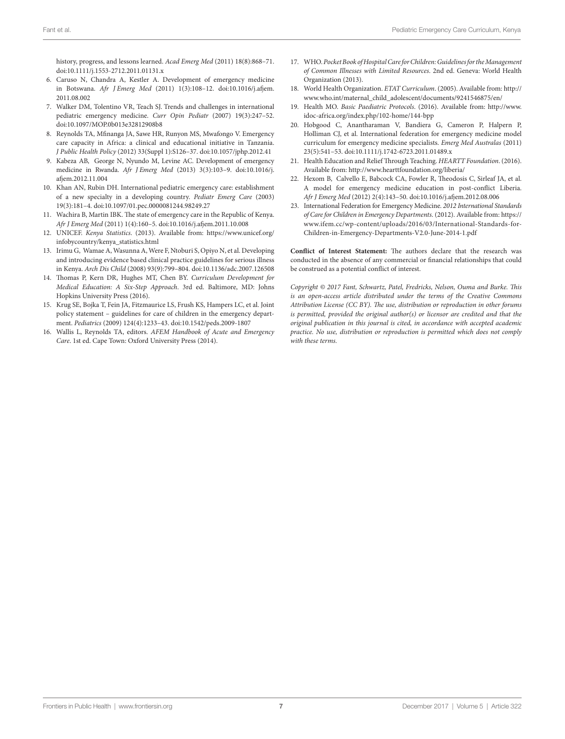history, progress, and lessons learned. *Acad Emerg Med* (2011) 18(8):868–71. doi:10.1111/j.1553-2712.2011.01131.x

6. Caruso N, Chandra A, Kestler A. Development of emergency medicine in Botswana. *Afr J Emerg Med* (2011) 1(3):108–12. doi:10.1016/j.afjem.2011.08.002
7. Walker DM, Tolentino VR, Teach SJ. Trends and challenges in international pediatric emergency medicine. *Curr Opin Pediatr* (2007) 19(3):247–52. doi:10.1097/MOP.0b013e32812908b8
8. Reynolds TA, Mfinanga JA, Sawe HR, Runyon MS, Mwafongo V. Emergency care capacity in Africa: a clinical and educational initiative in Tanzania. *J Public Health Policy* (2012) 33(Suppl 1):S126–37. doi:10.1057/jphp.2012.41
9. Kabeza AB, George N, Nyundo M, Levine AC. Development of emergency medicine in Rwanda. *Afr J Emerg Med* (2013) 3(3):103–9. doi:10.1016/j.afjem.2012.11.004
10. Khan AN, Rubin DH. International pediatric emergency care: establishment of a new specialty in a developing country. *Pediatr Emerg Care* (2003) 19(3):181–4. doi:10.1097/01.pec.0000081244.98249.27
11. Wachira B, Martin IBK. The state of emergency care in the Republic of Kenya. *Afr J Emerg Med* (2011) 1(4):160–5. doi:10.1016/j.afjem.2011.10.008
12. UNICEF. *Kenya Statistics*. (2013). Available from: https://www.unicef.org/infobycountry/kenya_statistics.html
13. Irimu G, Wamae A, Wasunna A, Were F, Ntoburi S, Opiyo N, et al. Developing and introducing evidence based clinical practice guidelines for serious illness in Kenya. *Arch Dis Child* (2008) 93(9):799–804. doi:10.1136/adc.2007.126508
14. Thomas P, Kern DR, Hughes MT, Chen BY. *Curriculum Development for Medical Education: A Six-Step Approach*. 3rd ed. Baltimore, MD: Johns Hopkins University Press (2016).
15. Krug SE, Bojka T, Fein JA, Fitzmaurice LS, Frush KS, Hampers LC, et al. Joint policy statement – guidelines for care of children in the emergency department. *Pediatrics* (2009) 124(4):1233–43. doi:10.1542/peds.2009-1807
16. Wallis L, Reynolds TA, editors. *AFEM Handbook of Acute and Emergency Care*. 1st ed. Cape Town: Oxford University Press (2014).
17. WHO. *Pocket Book of Hospital Care for Children: Guidelines for the Management of Common Illnesses with Limited Resources*. 2nd ed. Geneva: World Health Organization (2013).
18. World Health Organization. *ETAT Curriculum*. (2005). Available from: http://www.who.int/maternal_child_adolescent/documents/9241546875/en/
19. Health MO. *Basic Paediatric Protocols*. (2016). Available from: http://www.idoc-africa.org/index.php/102-home/144-bpp
20. Hobgood C, Anantharaman V, Bandiera G, Cameron P, Halpern P, Holliman CJ, et al. International federation for emergency medicine model curriculum for emergency medicine specialists. *Emerg Med Australas* (2011) 23(5):541–53. doi:10.1111/j.1742-6723.2011.01489.x
21. Health Education and Relief Through Teaching. *HEARTT Foundation*. (2016). Available from: http://www.hearttfoundation.org/liberia/
22. Hexom B, Calvello E, Babcock CA, Fowler R, Theodosis C, Sirleaf JA, et al. A model for emergency medicine education in post-conflict Liberia. *Afr J Emerg Med* (2012) 2(4):143–50. doi:10.1016/j.afjem.2012.08.006
23. International Federation for Emergency Medicine. *2012 International Standards of Care for Children in Emergency Departments*. (2012). Available from: https://www.ifem.cc/wp-content/uploads/2016/03/International-Standards-for-Children-in-Emergency-Departments-V2.0-June-2014-1.pdf

**Conflict of Interest Statement:** The authors declare that the research was conducted in the absence of any commercial or financial relationships that could be construed as a potential conflict of interest.

*Copyright © 2017 Fant, Schwartz, Patel, Fredricks, Nelson, Ouma and Burke. This is an open-access article distributed under the terms of the Creative Commons Attribution License (CC BY). The use, distribution or reproduction in other forums is permitted, provided the original author(s) or licensor are credited and that the original publication in this journal is cited, in accordance with accepted academic practice. No use, distribution or reproduction is permitted which does not comply with these terms.*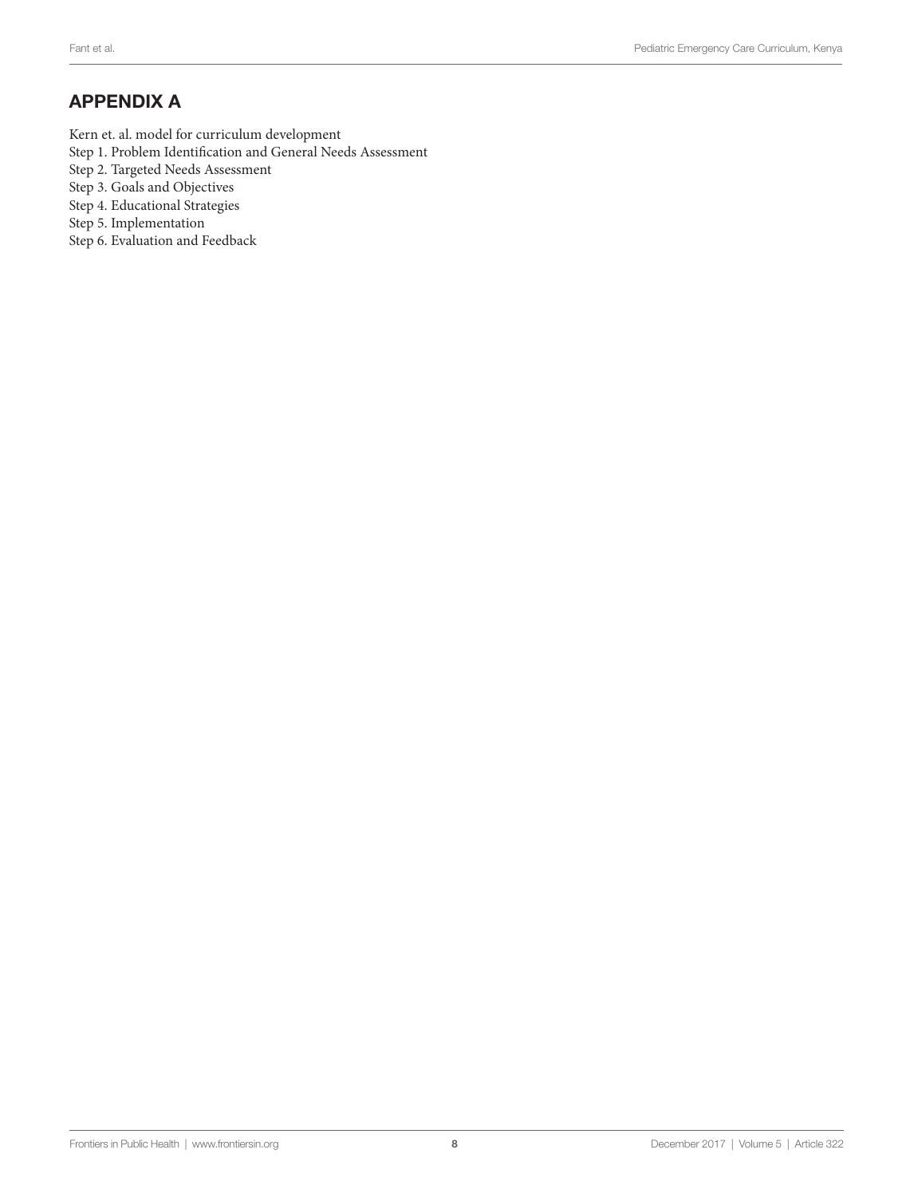## APPENDIX A

Kern et. al. model for curriculum development

Step 1. Problem Identification and General Needs Assessment

Step 2. Targeted Needs Assessment

Step 3. Goals and Objectives

Step 4. Educational Strategies

Step 5. Implementation

Step 6. Evaluation and Feedback